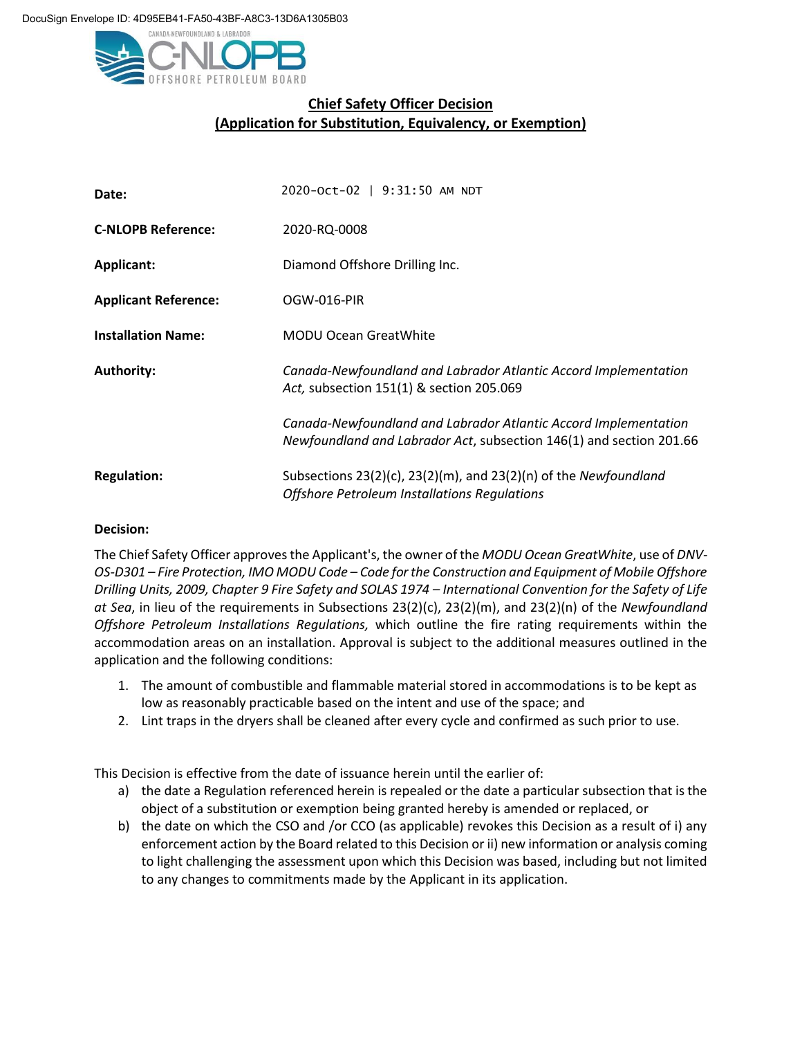DocuSign Envelope ID: 4D95EB41-FA50-43BF-A8C3-13D6A1305B03

# Chief Safety Officer Decision
## (Application for Substitution, Equivalency, or Exemption)

| | |
|---|---|
| **Date:** | 2020-Oct-02 \| 9:31:50 AM NDT |
| **C-NLOPB Reference:** | 2020-RQ-0008 |
| **Applicant:** | Diamond Offshore Drilling Inc. |
| **Applicant Reference:** | OGW-016-PIR |
| **Installation Name:** | MODU Ocean GreatWhite |
| **Authority:** | *Canada-Newfoundland and Labrador Atlantic Accord Implementation Act,* subsection 151(1) & section 205.069<br><br>*Canada-Newfoundland and Labrador Atlantic Accord Implementation Newfoundland and Labrador Act*, subsection 146(1) and section 201.66 |
| **Regulation:** | Subsections 23(2)(c), 23(2)(m), and 23(2)(n) of the *Newfoundland Offshore Petroleum Installations Regulations* |

**Decision:**

The Chief Safety Officer approves the Applicant's, the owner of the *MODU Ocean GreatWhite*, use of *DNV-OS-D301 – Fire Protection, IMO MODU Code – Code for the Construction and Equipment of Mobile Offshore Drilling Units, 2009, Chapter 9 Fire Safety and SOLAS 1974 – International Convention for the Safety of Life at Sea*, in lieu of the requirements in Subsections 23(2)(c), 23(2)(m), and 23(2)(n) of the *Newfoundland Offshore Petroleum Installations Regulations,* which outline the fire rating requirements within the accommodation areas on an installation. Approval is subject to the additional measures outlined in the application and the following conditions:

1. The amount of combustible and flammable material stored in accommodations is to be kept as low as reasonably practicable based on the intent and use of the space; and
2. Lint traps in the dryers shall be cleaned after every cycle and confirmed as such prior to use.

This Decision is effective from the date of issuance herein until the earlier of:

a) the date a Regulation referenced herein is repealed or the date a particular subsection that is the object of a substitution or exemption being granted hereby is amended or replaced, or
b) the date on which the CSO and /or CCO (as applicable) revokes this Decision as a result of i) any enforcement action by the Board related to this Decision or ii) new information or analysis coming to light challenging the assessment upon which this Decision was based, including but not limited to any changes to commitments made by the Applicant in its application.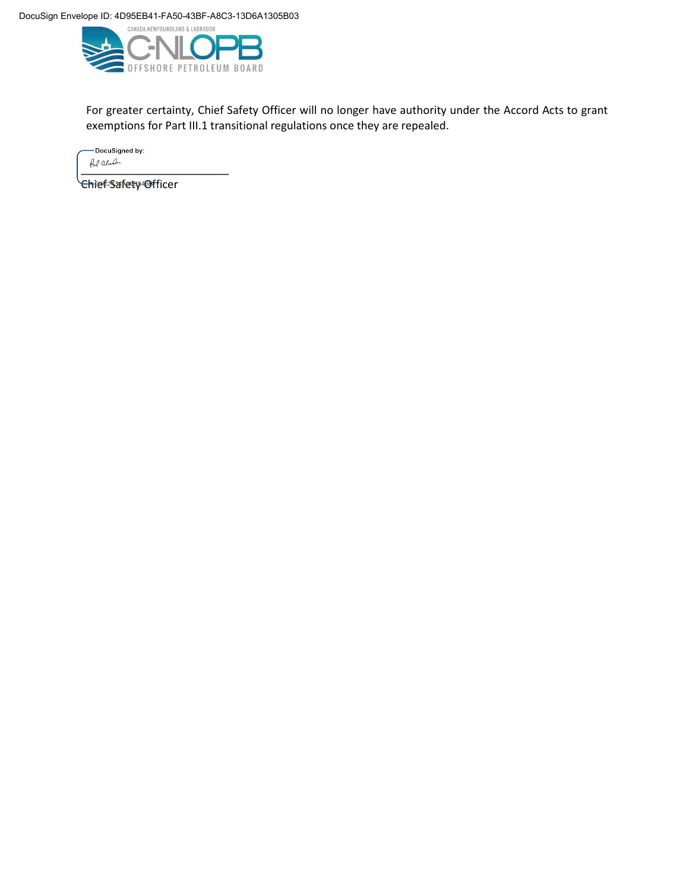For greater certainty, Chief Safety Officer will no longer have authority under the Accord Acts to grant exemptions for Part III.1 transitional regulations once they are repealed.

DocuSigned by:

\_\_\_\_\_\_\_\_\_\_\_\_\_\_\_\_\_\_\_\_\_\_\_\_\_\_\_

Chief Safety Officer